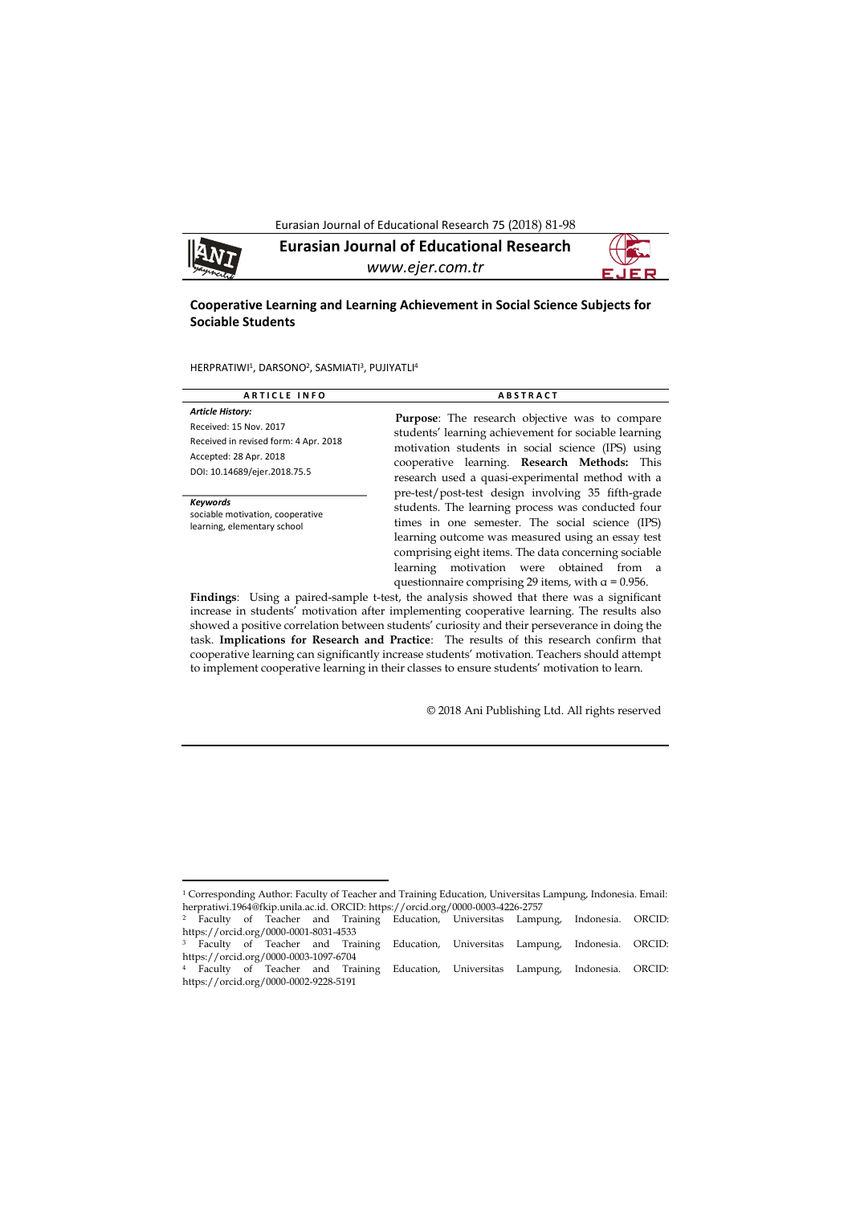# Eurasian Journal of Educational Research

www.ejer.com.tr

## Cooperative Learning and Learning Achievement in Social Science Subjects for Sociable Students

HERPRATIWI[1], DARSONO[2], SASMIATI[3], PUJIYATLI[4]

**ARTICLE INFO**

***Article History:***

Received: 15 Nov. 2017

Received in revised form: 4 Apr. 2018

Accepted: 28 Apr. 2018

DOI: 10.14689/ejer.2018.75.5

***Keywords***

sociable motivation, cooperative learning, elementary school

**ABSTRACT**

**Purpose**: The research objective was to compare students' learning achievement for sociable learning motivation students in social science (IPS) using cooperative learning. **Research Methods:** This research used a quasi-experimental method with a pre-test/post-test design involving 35 fifth-grade students. The learning process was conducted four times in one semester. The social science (IPS) learning outcome was measured using an essay test comprising eight items. The data concerning sociable learning motivation were obtained from a questionnaire comprising 29 items, with $\alpha = 0.956$.

**Findings**: Using a paired-sample t-test, the analysis showed that there was a significant increase in students' motivation after implementing cooperative learning. The results also showed a positive correlation between students' curiosity and their perseverance in doing the task. **Implications for Research and Practice**: The results of this research confirm that cooperative learning can significantly increase students' motivation. Teachers should attempt to implement cooperative learning in their classes to ensure students' motivation to learn.

© 2018 Ani Publishing Ltd. All rights reserved

---

[1] Corresponding Author: Faculty of Teacher and Training Education, Universitas Lampung, Indonesia. Email: herpratiwi.1964@fkip.unila.ac.id. ORCID: https://orcid.org/0000-0003-4226-2757

[2] Faculty of Teacher and Training Education, Universitas Lampung, Indonesia. ORCID: https://orcid.org/0000-0001-8031-4533

[3] Faculty of Teacher and Training Education, Universitas Lampung, Indonesia. ORCID: https://orcid.org/0000-0003-1097-6704

[4] Faculty of Teacher and Training Education, Universitas Lampung, Indonesia. ORCID: https://orcid.org/0000-0002-9228-5191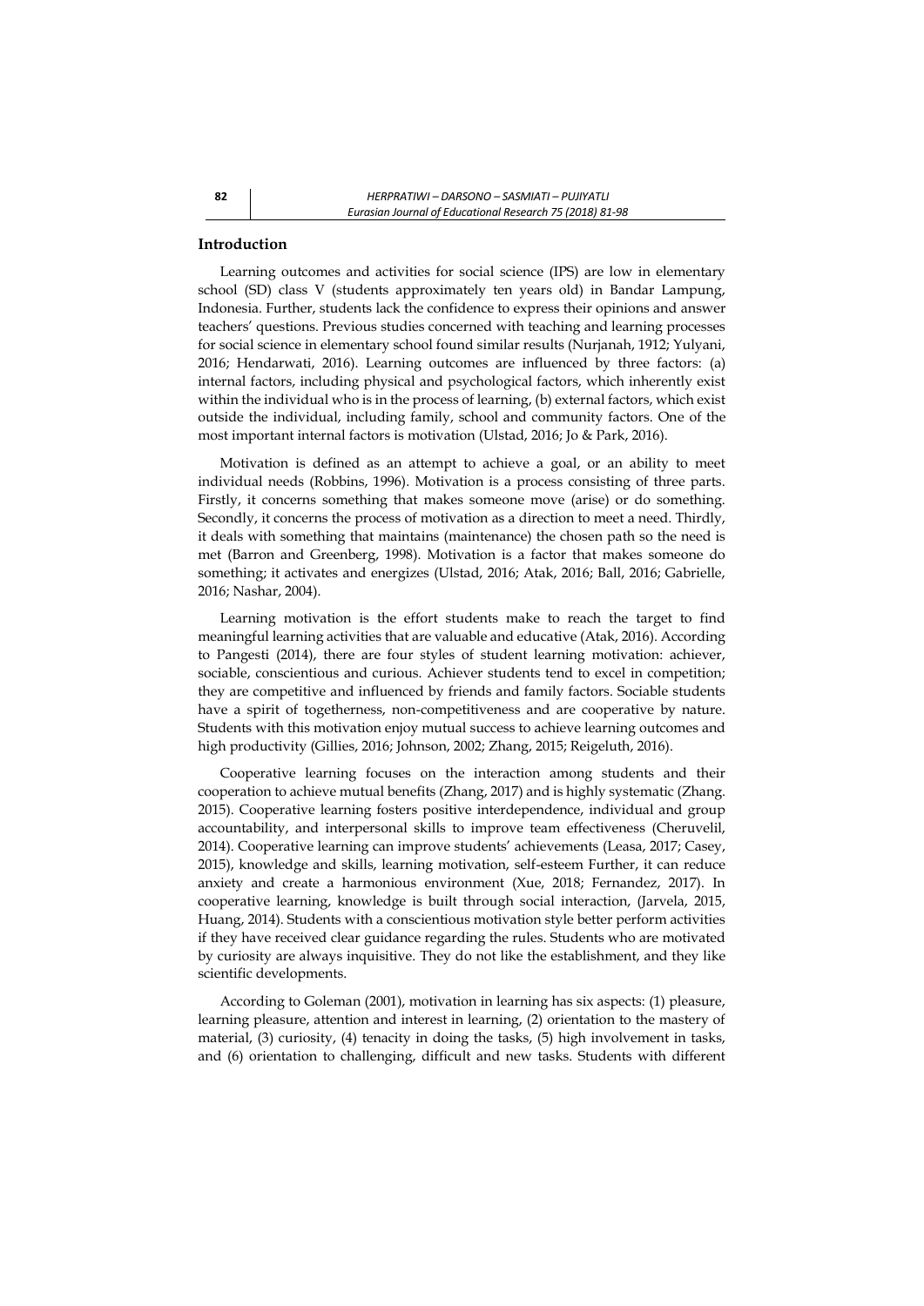## Introduction

Learning outcomes and activities for social science (IPS) are low in elementary school (SD) class V (students approximately ten years old) in Bandar Lampung, Indonesia. Further, students lack the confidence to express their opinions and answer teachers' questions. Previous studies concerned with teaching and learning processes for social science in elementary school found similar results (Nurjanah, 1912; Yulyani, 2016; Hendarwati, 2016). Learning outcomes are influenced by three factors: (a) internal factors, including physical and psychological factors, which inherently exist within the individual who is in the process of learning, (b) external factors, which exist outside the individual, including family, school and community factors. One of the most important internal factors is motivation (Ulstad, 2016; Jo & Park, 2016).

Motivation is defined as an attempt to achieve a goal, or an ability to meet individual needs (Robbins, 1996). Motivation is a process consisting of three parts. Firstly, it concerns something that makes someone move (arise) or do something. Secondly, it concerns the process of motivation as a direction to meet a need. Thirdly, it deals with something that maintains (maintenance) the chosen path so the need is met (Barron and Greenberg, 1998). Motivation is a factor that makes someone do something; it activates and energizes (Ulstad, 2016; Atak, 2016; Ball, 2016; Gabrielle, 2016; Nashar, 2004).

Learning motivation is the effort students make to reach the target to find meaningful learning activities that are valuable and educative (Atak, 2016). According to Pangesti (2014), there are four styles of student learning motivation: achiever, sociable, conscientious and curious. Achiever students tend to excel in competition; they are competitive and influenced by friends and family factors. Sociable students have a spirit of togetherness, non-competitiveness and are cooperative by nature. Students with this motivation enjoy mutual success to achieve learning outcomes and high productivity (Gillies, 2016; Johnson, 2002; Zhang, 2015; Reigeluth, 2016).

Cooperative learning focuses on the interaction among students and their cooperation to achieve mutual benefits (Zhang, 2017) and is highly systematic (Zhang. 2015). Cooperative learning fosters positive interdependence, individual and group accountability, and interpersonal skills to improve team effectiveness (Cheruvelil, 2014). Cooperative learning can improve students' achievements (Leasa, 2017; Casey, 2015), knowledge and skills, learning motivation, self-esteem Further, it can reduce anxiety and create a harmonious environment (Xue, 2018; Fernandez, 2017). In cooperative learning, knowledge is built through social interaction, (Jarvela, 2015, Huang, 2014). Students with a conscientious motivation style better perform activities if they have received clear guidance regarding the rules. Students who are motivated by curiosity are always inquisitive. They do not like the establishment, and they like scientific developments.

According to Goleman (2001), motivation in learning has six aspects: (1) pleasure, learning pleasure, attention and interest in learning, (2) orientation to the mastery of material, (3) curiosity, (4) tenacity in doing the tasks, (5) high involvement in tasks, and (6) orientation to challenging, difficult and new tasks. Students with different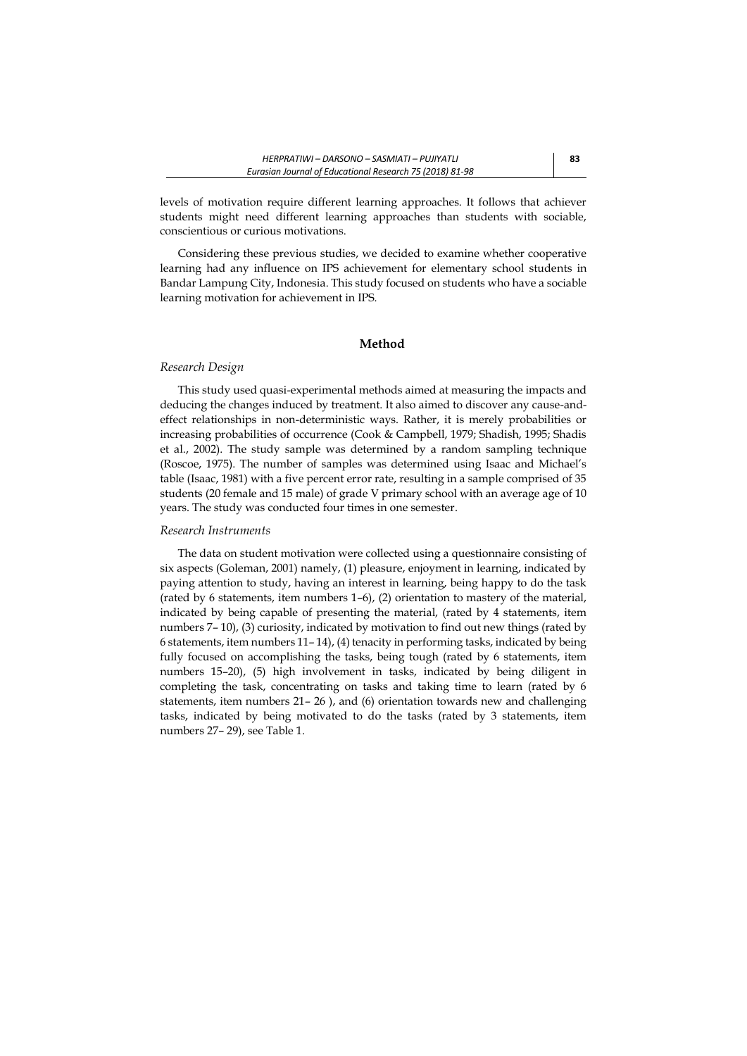levels of motivation require different learning approaches. It follows that achiever students might need different learning approaches than students with sociable, conscientious or curious motivations.

Considering these previous studies, we decided to examine whether cooperative learning had any influence on IPS achievement for elementary school students in Bandar Lampung City, Indonesia. This study focused on students who have a sociable learning motivation for achievement in IPS.

## Method

### *Research Design*

This study used quasi-experimental methods aimed at measuring the impacts and deducing the changes induced by treatment. It also aimed to discover any cause-and-effect relationships in non-deterministic ways. Rather, it is merely probabilities or increasing probabilities of occurrence (Cook & Campbell, 1979; Shadish, 1995; Shadis et al., 2002). The study sample was determined by a random sampling technique (Roscoe, 1975). The number of samples was determined using Isaac and Michael's table (Isaac, 1981) with a five percent error rate, resulting in a sample comprised of 35 students (20 female and 15 male) of grade V primary school with an average age of 10 years. The study was conducted four times in one semester.

### *Research Instruments*

The data on student motivation were collected using a questionnaire consisting of six aspects (Goleman, 2001) namely, (1) pleasure, enjoyment in learning, indicated by paying attention to study, having an interest in learning, being happy to do the task (rated by 6 statements, item numbers 1–6), (2) orientation to mastery of the material, indicated by being capable of presenting the material, (rated by 4 statements, item numbers 7– 10), (3) curiosity, indicated by motivation to find out new things (rated by 6 statements, item numbers 11– 14), (4) tenacity in performing tasks, indicated by being fully focused on accomplishing the tasks, being tough (rated by 6 statements, item numbers 15–20), (5) high involvement in tasks, indicated by being diligent in completing the task, concentrating on tasks and taking time to learn (rated by 6 statements, item numbers 21– 26 ), and (6) orientation towards new and challenging tasks, indicated by being motivated to do the tasks (rated by 3 statements, item numbers 27– 29), see Table 1.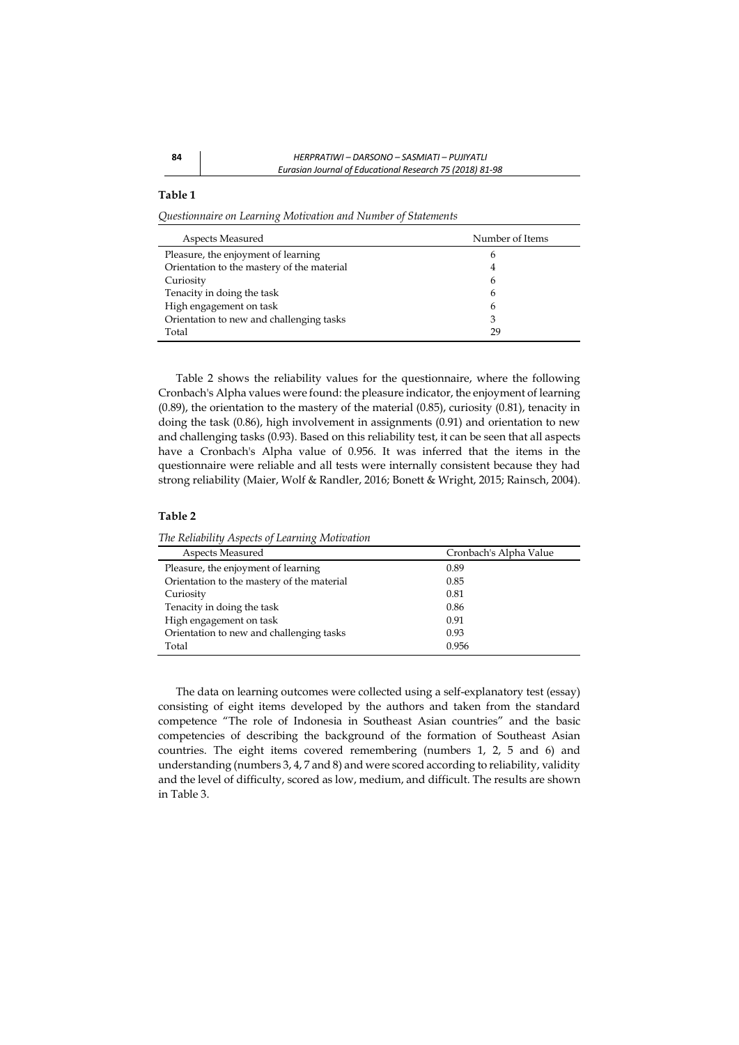**Table 1**

*Questionnaire on Learning Motivation and Number of Statements*

| Aspects Measured | Number of Items |
|---|---|
| Pleasure, the enjoyment of learning | 6 |
| Orientation to the mastery of the material | 4 |
| Curiosity | 6 |
| Tenacity in doing the task | 6 |
| High engagement on task | 6 |
| Orientation to new and challenging tasks | 3 |
| Total | 29 |

Table 2 shows the reliability values for the questionnaire, where the following Cronbach's Alpha values were found: the pleasure indicator, the enjoyment of learning (0.89), the orientation to the mastery of the material (0.85), curiosity (0.81), tenacity in doing the task (0.86), high involvement in assignments (0.91) and orientation to new and challenging tasks (0.93). Based on this reliability test, it can be seen that all aspects have a Cronbach's Alpha value of 0.956. It was inferred that the items in the questionnaire were reliable and all tests were internally consistent because they had strong reliability (Maier, Wolf & Randler, 2016; Bonett & Wright, 2015; Rainsch, 2004).

**Table 2**

*The Reliability Aspects of Learning Motivation*

| Aspects Measured | Cronbach's Alpha Value |
|---|---|
| Pleasure, the enjoyment of learning | 0.89 |
| Orientation to the mastery of the material | 0.85 |
| Curiosity | 0.81 |
| Tenacity in doing the task | 0.86 |
| High engagement on task | 0.91 |
| Orientation to new and challenging tasks | 0.93 |
| Total | 0.956 |

The data on learning outcomes were collected using a self-explanatory test (essay) consisting of eight items developed by the authors and taken from the standard competence "The role of Indonesia in Southeast Asian countries" and the basic competencies of describing the background of the formation of Southeast Asian countries. The eight items covered remembering (numbers 1, 2, 5 and 6) and understanding (numbers 3, 4, 7 and 8) and were scored according to reliability, validity and the level of difficulty, scored as low, medium, and difficult. The results are shown in Table 3.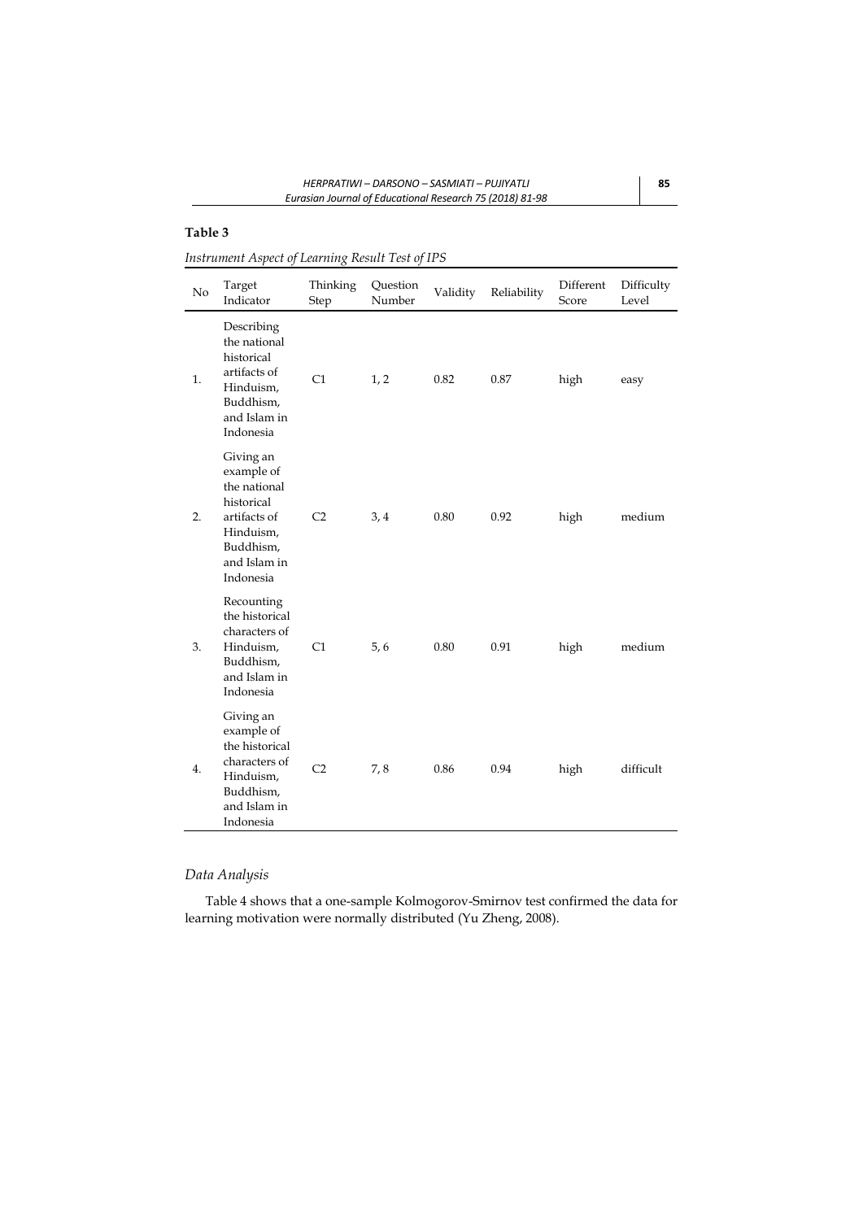**Table 3**

*Instrument Aspect of Learning Result Test of IPS*

| No | Target Indicator | Thinking Step | Question Number | Validity | Reliability | Different Score | Difficulty Level |
|---|---|---|---|---|---|---|---|
| 1. | Describing the national historical artifacts of Hinduism, Buddhism, and Islam in Indonesia | C1 | 1, 2 | 0.82 | 0.87 | high | easy |
| 2. | Giving an example of the national historical artifacts of Hinduism, Buddhism, and Islam in Indonesia | C2 | 3, 4 | 0.80 | 0.92 | high | medium |
| 3. | Recounting the historical characters of Hinduism, Buddhism, and Islam in Indonesia | C1 | 5, 6 | 0.80 | 0.91 | high | medium |
| 4. | Giving an example of the historical characters of Hinduism, Buddhism, and Islam in Indonesia | C2 | 7, 8 | 0.86 | 0.94 | high | difficult |

### *Data Analysis*

Table 4 shows that a one-sample Kolmogorov-Smirnov test confirmed the data for learning motivation were normally distributed (Yu Zheng, 2008).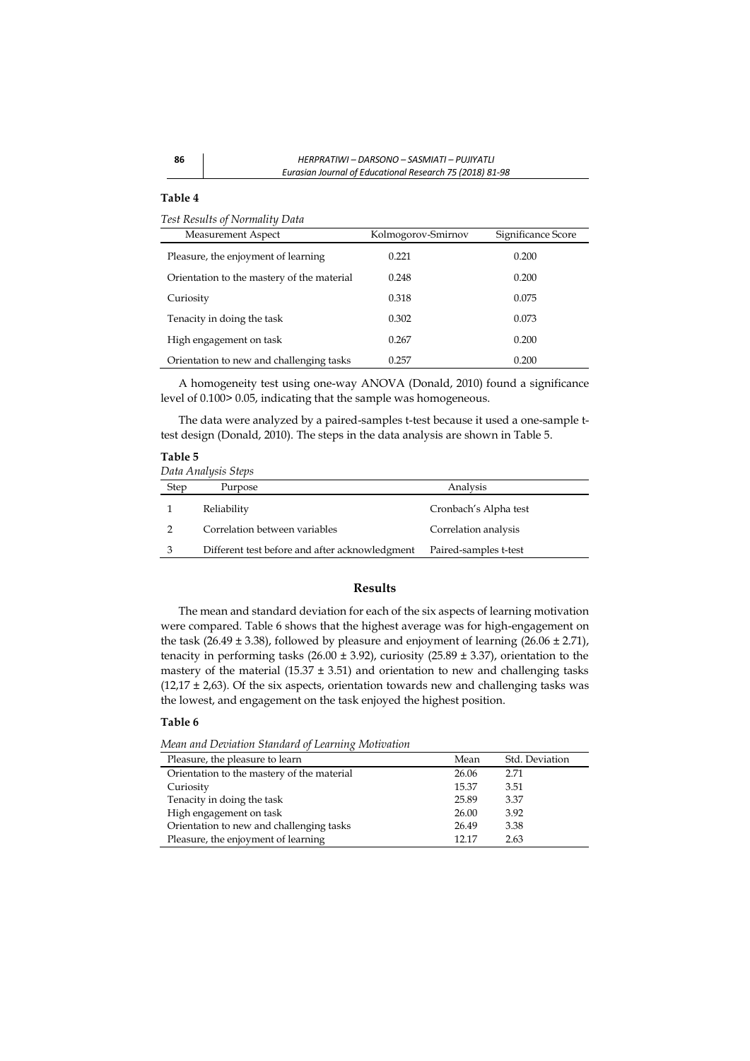**Table 4**

*Test Results of Normality Data*

| Measurement Aspect | Kolmogorov-Smirnov | Significance Score |
|---|---|---|
| Pleasure, the enjoyment of learning | 0.221 | 0.200 |
| Orientation to the mastery of the material | 0.248 | 0.200 |
| Curiosity | 0.318 | 0.075 |
| Tenacity in doing the task | 0.302 | 0.073 |
| High engagement on task | 0.267 | 0.200 |
| Orientation to new and challenging tasks | 0.257 | 0.200 |

A homogeneity test using one-way ANOVA (Donald, 2010) found a significance level of 0.100> 0.05, indicating that the sample was homogeneous.

The data were analyzed by a paired-samples t-test because it used a one-sample t-test design (Donald, 2010). The steps in the data analysis are shown in Table 5.

**Table 5**

*Data Analysis Steps*

| Step | Purpose | Analysis |
|---|---|---|
| 1 | Reliability | Cronbach's Alpha test |
| 2 | Correlation between variables | Correlation analysis |
| 3 | Different test before and after acknowledgment | Paired-samples t-test |

## Results

The mean and standard deviation for each of the six aspects of learning motivation were compared. Table 6 shows that the highest average was for high-engagement on the task (26.49 ± 3.38), followed by pleasure and enjoyment of learning (26.06 ± 2.71), tenacity in performing tasks (26.00 ± 3.92), curiosity (25.89 ± 3.37), orientation to the mastery of the material (15.37 ± 3.51) and orientation to new and challenging tasks (12,17 ± 2,63). Of the six aspects, orientation towards new and challenging tasks was the lowest, and engagement on the task enjoyed the highest position.

**Table 6**

*Mean and Deviation Standard of Learning Motivation*

| Pleasure, the pleasure to learn | Mean | Std. Deviation |
|---|---|---|
| Orientation to the mastery of the material | 26.06 | 2.71 |
| Curiosity | 15.37 | 3.51 |
| Tenacity in doing the task | 25.89 | 3.37 |
| High engagement on task | 26.00 | 3.92 |
| Orientation to new and challenging tasks | 26.49 | 3.38 |
| Pleasure, the enjoyment of learning | 12.17 | 2.63 |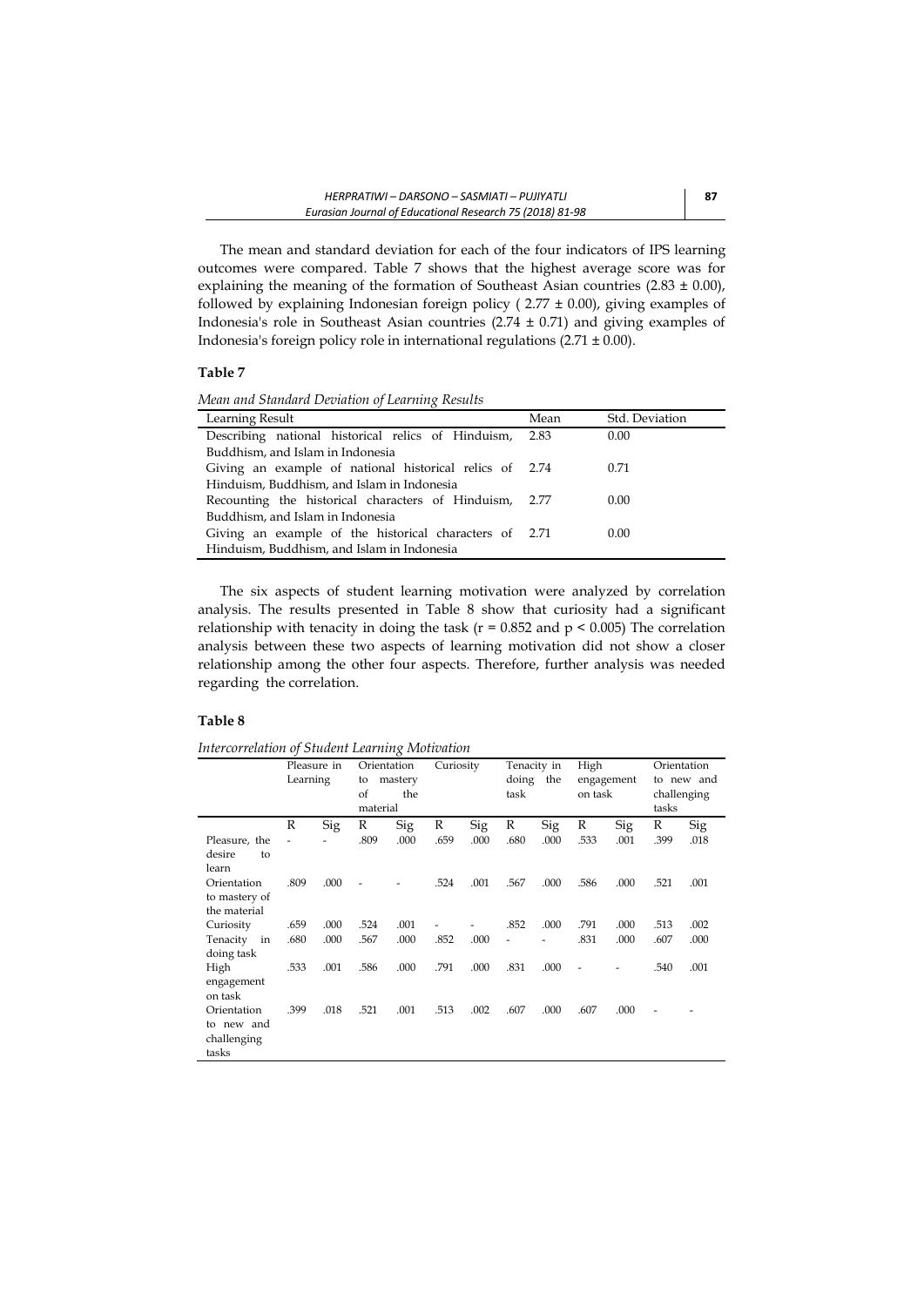The mean and standard deviation for each of the four indicators of IPS learning outcomes were compared. Table 7 shows that the highest average score was for explaining the meaning of the formation of Southeast Asian countries (2.83 ± 0.00), followed by explaining Indonesian foreign policy ( 2.77 ± 0.00), giving examples of Indonesia's role in Southeast Asian countries (2.74 ± 0.71) and giving examples of Indonesia's foreign policy role in international regulations (2.71 ± 0.00).

**Table 7**

*Mean and Standard Deviation of Learning Results*

| Learning Result | Mean | Std. Deviation |
|---|---|---|
| Describing national historical relics of Hinduism, Buddhism, and Islam in Indonesia | 2.83 | 0.00 |
| Giving an example of national historical relics of Hinduism, Buddhism, and Islam in Indonesia | 2.74 | 0.71 |
| Recounting the historical characters of Hinduism, Buddhism, and Islam in Indonesia | 2.77 | 0.00 |
| Giving an example of the historical characters of Hinduism, Buddhism, and Islam in Indonesia | 2.71 | 0.00 |

The six aspects of student learning motivation were analyzed by correlation analysis. The results presented in Table 8 show that curiosity had a significant relationship with tenacity in doing the task ($r = 0.852$ and $p < 0.005$) The correlation analysis between these two aspects of learning motivation did not show a closer relationship among the other four aspects. Therefore, further analysis was needed regarding the correlation.

**Table 8**

*Intercorrelation of Student Learning Motivation*

| | Pleasure in Learning | | Orientation to mastery of the material | | Curiosity | | Tenacity in doing the task | | High engagement on task | | Orientation to new and challenging tasks | |
|---|---|---|---|---|---|---|---|---|---|---|---|---|
| | R | Sig | R | Sig | R | Sig | R | Sig | R | Sig | R | Sig |
| Pleasure, the desire to learn | - | - | .809 | .000 | .659 | .000 | .680 | .000 | .533 | .001 | .399 | .018 |
| Orientation to mastery of the material | .809 | .000 | - | - | .524 | .001 | .567 | .000 | .586 | .000 | .521 | .001 |
| Curiosity | .659 | .000 | .524 | .001 | - | - | .852 | .000 | .791 | .000 | .513 | .002 |
| Tenacity in doing task | .680 | .000 | .567 | .000 | .852 | .000 | - | - | .831 | .000 | .607 | .000 |
| High engagement on task | .533 | .001 | .586 | .000 | .791 | .000 | .831 | .000 | - | - | .540 | .001 |
| Orientation to new and challenging tasks | .399 | .018 | .521 | .001 | .513 | .002 | .607 | .000 | .607 | .000 | - | - |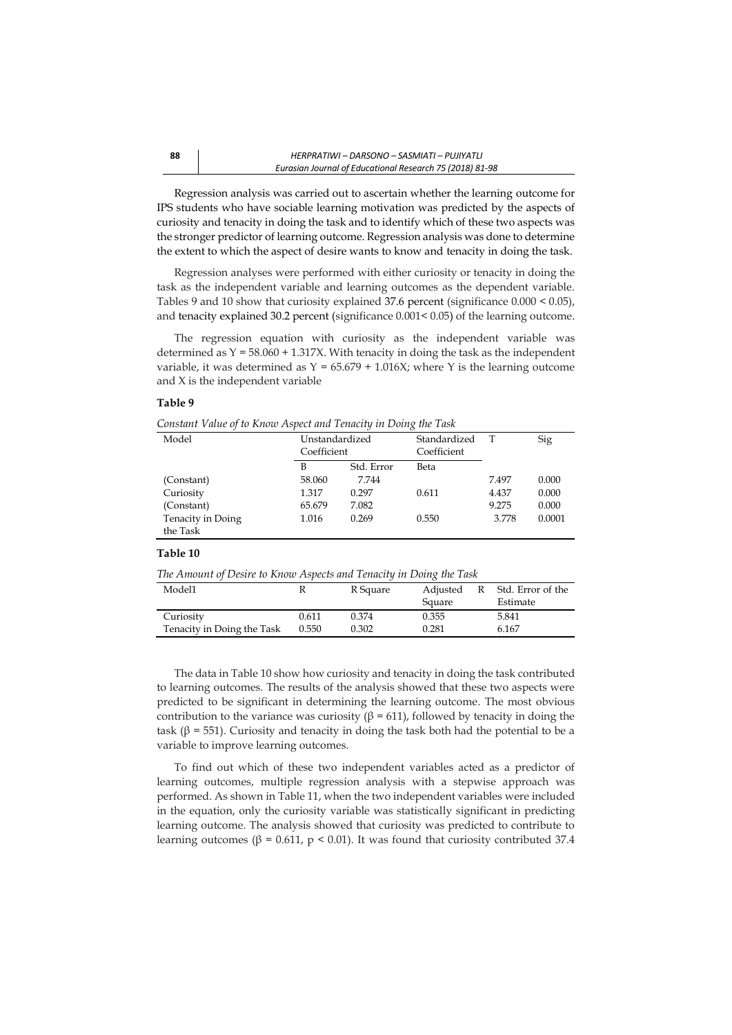Regression analysis was carried out to ascertain whether the learning outcome for IPS students who have sociable learning motivation was predicted by the aspects of curiosity and tenacity in doing the task and to identify which of these two aspects was the stronger predictor of learning outcome. Regression analysis was done to determine the extent to which the aspect of desire wants to know and tenacity in doing the task.

Regression analyses were performed with either curiosity or tenacity in doing the task as the independent variable and learning outcomes as the dependent variable. Tables 9 and 10 show that curiosity explained 37.6 percent (significance $0.000 < 0.05$), and tenacity explained 30.2 percent (significance $0.001 < 0.05$) of the learning outcome.

The regression equation with curiosity as the independent variable was determined as $Y = 58.060 + 1.317X$. With tenacity in doing the task as the independent variable, it was determined as $Y = 65.679 + 1.016X$; where Y is the learning outcome and X is the independent variable

**Table 9**

*Constant Value of to Know Aspect and Tenacity in Doing the Task*

| Model | Unstandardized Coefficient | | Standardized Coefficient | T | Sig |
|---|---|---|---|---|---|
| | B | Std. Error | Beta | | |
| (Constant) | 58.060 | 7.744 | | 7.497 | 0.000 |
| Curiosity | 1.317 | 0.297 | 0.611 | 4.437 | 0.000 |
| (Constant) | 65.679 | 7.082 | | 9.275 | 0.000 |
| Tenacity in Doing the Task | 1.016 | 0.269 | 0.550 | 3.778 | 0.0001 |

**Table 10**

*The Amount of Desire to Know Aspects and Tenacity in Doing the Task*

| Model1 | R | R Square | Adjusted R Square | Std. Error of the Estimate |
|---|---|---|---|---|
| Curiosity | 0.611 | 0.374 | 0.355 | 5.841 |
| Tenacity in Doing the Task | 0.550 | 0.302 | 0.281 | 6.167 |

The data in Table 10 show how curiosity and tenacity in doing the task contributed to learning outcomes. The results of the analysis showed that these two aspects were predicted to be significant in determining the learning outcome. The most obvious contribution to the variance was curiosity ($\beta = 611$), followed by tenacity in doing the task ($\beta = 551$). Curiosity and tenacity in doing the task both had the potential to be a variable to improve learning outcomes.

To find out which of these two independent variables acted as a predictor of learning outcomes, multiple regression analysis with a stepwise approach was performed. As shown in Table 11, when the two independent variables were included in the equation, only the curiosity variable was statistically significant in predicting learning outcome. The analysis showed that curiosity was predicted to contribute to learning outcomes ($\beta = 0.611$, $p < 0.01$). It was found that curiosity contributed 37.4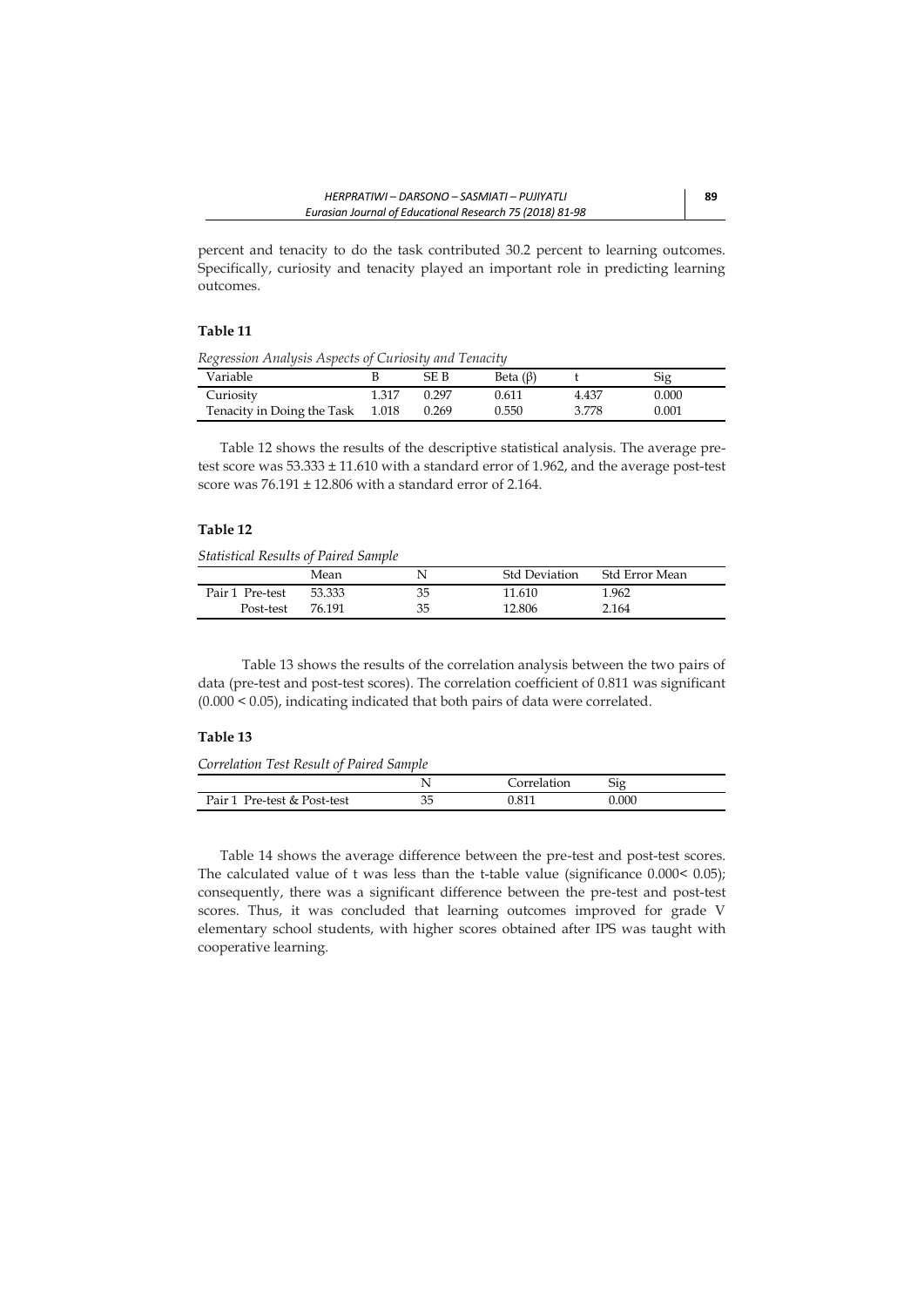percent and tenacity to do the task contributed 30.2 percent to learning outcomes. Specifically, curiosity and tenacity played an important role in predicting learning outcomes.

**Table 11**

*Regression Analysis Aspects of Curiosity and Tenacity*

| Variable | B | SE B | Beta (β) | t | Sig |
|---|---|---|---|---|---|
| Curiosity | 1.317 | 0.297 | 0.611 | 4.437 | 0.000 |
| Tenacity in Doing the Task | 1.018 | 0.269 | 0.550 | 3.778 | 0.001 |

Table 12 shows the results of the descriptive statistical analysis. The average pre-test score was 53.333 ± 11.610 with a standard error of 1.962, and the average post-test score was 76.191 ± 12.806 with a standard error of 2.164.

**Table 12**

*Statistical Results of Paired Sample*

| | Mean | N | Std Deviation | Std Error Mean |
|---|---|---|---|---|
| Pair 1 Pre-test | 53.333 | 35 | 11.610 | 1.962 |
| Post-test | 76.191 | 35 | 12.806 | 2.164 |

Table 13 shows the results of the correlation analysis between the two pairs of data (pre-test and post-test scores). The correlation coefficient of 0.811 was significant (0.000 < 0.05), indicating indicated that both pairs of data were correlated.

**Table 13**

*Correlation Test Result of Paired Sample*

| | N | Correlation | Sig |
|---|---|---|---|
| Pair 1 Pre-test & Post-test | 35 | 0.811 | 0.000 |

Table 14 shows the average difference between the pre-test and post-test scores. The calculated value of t was less than the t-table value (significance 0.000< 0.05); consequently, there was a significant difference between the pre-test and post-test scores. Thus, it was concluded that learning outcomes improved for grade V elementary school students, with higher scores obtained after IPS was taught with cooperative learning.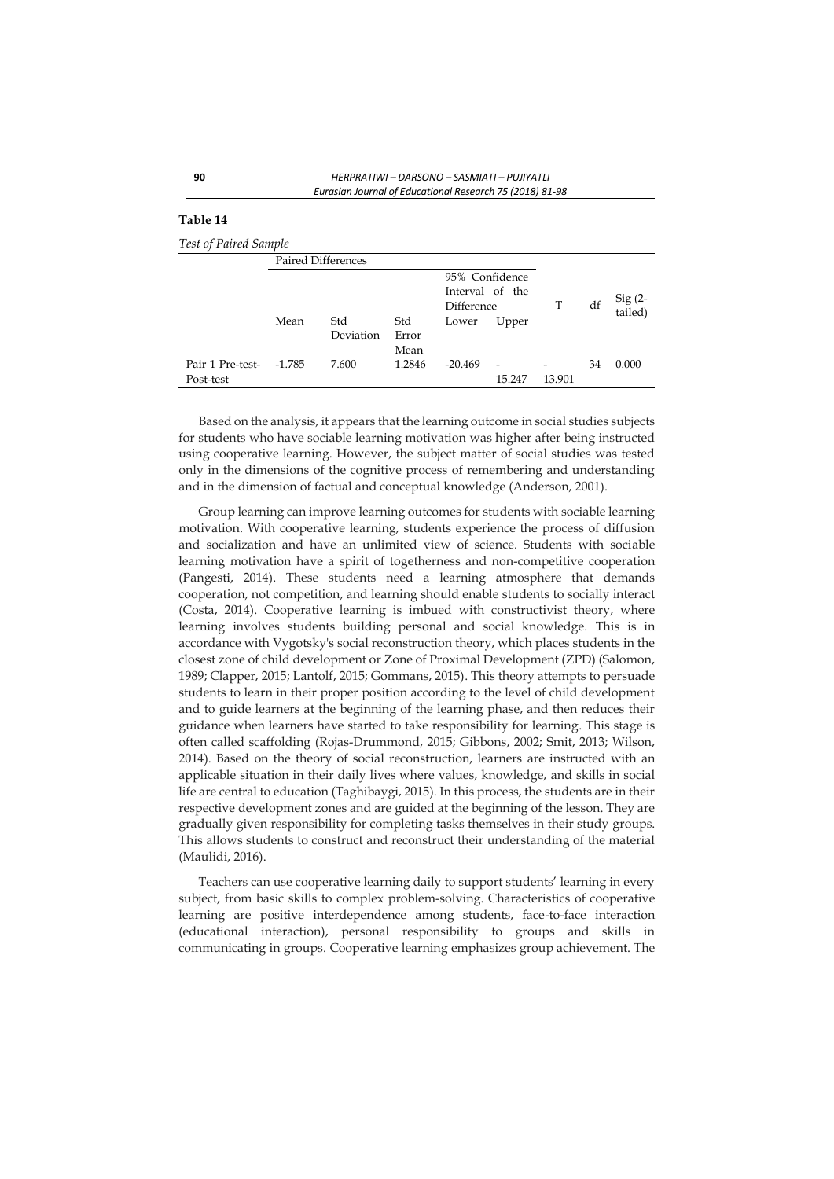**Table 14**

*Test of Paired Sample*

| | Paired Differences | | | | | T | df | Sig (2-tailed) |
|---|---|---|---|---|---|---|---|---|
| | Mean | Std Deviation | Std Error Mean | 95% Confidence Interval of the Difference | | | | |
| | | | | Lower | Upper | | | |
| Pair 1 Pre-test-Post-test | -1.785 | 7.600 | 1.2846 | -20.469 | -15.247 | -13.901 | 34 | 0.000 |

Based on the analysis, it appears that the learning outcome in social studies subjects for students who have sociable learning motivation was higher after being instructed using cooperative learning. However, the subject matter of social studies was tested only in the dimensions of the cognitive process of remembering and understanding and in the dimension of factual and conceptual knowledge (Anderson, 2001).

Group learning can improve learning outcomes for students with sociable learning motivation. With cooperative learning, students experience the process of diffusion and socialization and have an unlimited view of science. Students with sociable learning motivation have a spirit of togetherness and non-competitive cooperation (Pangesti, 2014). These students need a learning atmosphere that demands cooperation, not competition, and learning should enable students to socially interact (Costa, 2014). Cooperative learning is imbued with constructivist theory, where learning involves students building personal and social knowledge. This is in accordance with Vygotsky's social reconstruction theory, which places students in the closest zone of child development or Zone of Proximal Development (ZPD) (Salomon, 1989; Clapper, 2015; Lantolf, 2015; Gommans, 2015). This theory attempts to persuade students to learn in their proper position according to the level of child development and to guide learners at the beginning of the learning phase, and then reduces their guidance when learners have started to take responsibility for learning. This stage is often called scaffolding (Rojas-Drummond, 2015; Gibbons, 2002; Smit, 2013; Wilson, 2014). Based on the theory of social reconstruction, learners are instructed with an applicable situation in their daily lives where values, knowledge, and skills in social life are central to education (Taghibaygi, 2015). In this process, the students are in their respective development zones and are guided at the beginning of the lesson. They are gradually given responsibility for completing tasks themselves in their study groups. This allows students to construct and reconstruct their understanding of the material (Maulidi, 2016).

Teachers can use cooperative learning daily to support students' learning in every subject, from basic skills to complex problem-solving. Characteristics of cooperative learning are positive interdependence among students, face-to-face interaction (educational interaction), personal responsibility to groups and skills in communicating in groups. Cooperative learning emphasizes group achievement. The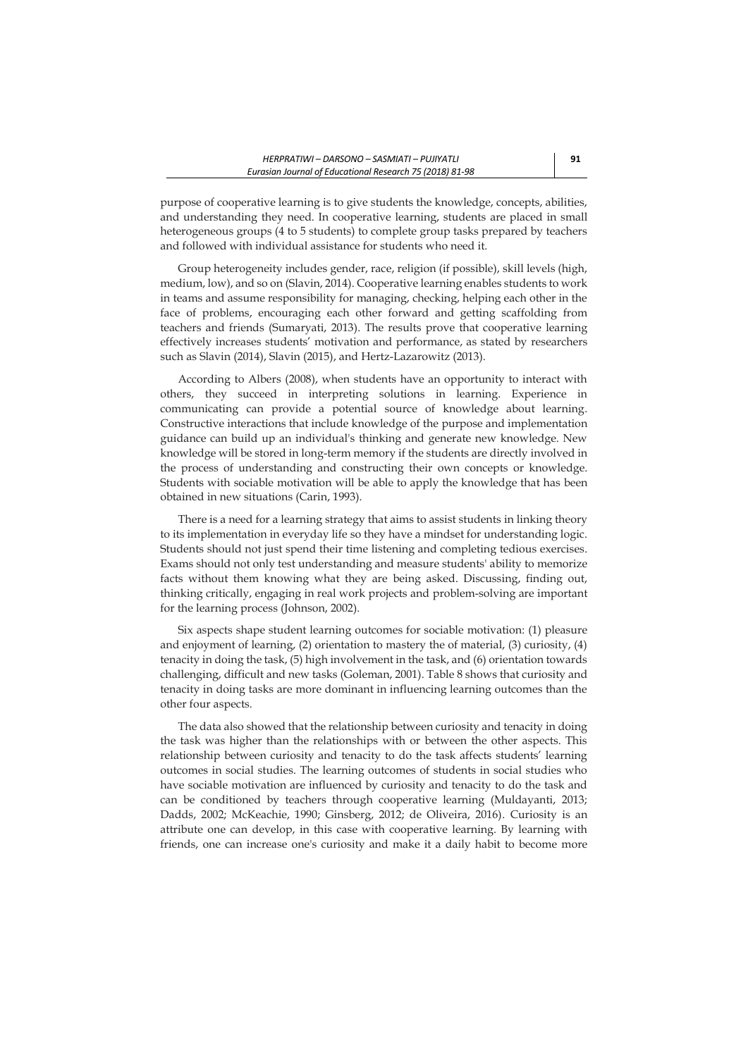purpose of cooperative learning is to give students the knowledge, concepts, abilities, and understanding they need. In cooperative learning, students are placed in small heterogeneous groups (4 to 5 students) to complete group tasks prepared by teachers and followed with individual assistance for students who need it.

Group heterogeneity includes gender, race, religion (if possible), skill levels (high, medium, low), and so on (Slavin, 2014). Cooperative learning enables students to work in teams and assume responsibility for managing, checking, helping each other in the face of problems, encouraging each other forward and getting scaffolding from teachers and friends (Sumaryati, 2013). The results prove that cooperative learning effectively increases students' motivation and performance, as stated by researchers such as Slavin (2014), Slavin (2015), and Hertz-Lazarowitz (2013).

According to Albers (2008), when students have an opportunity to interact with others, they succeed in interpreting solutions in learning. Experience in communicating can provide a potential source of knowledge about learning. Constructive interactions that include knowledge of the purpose and implementation guidance can build up an individual's thinking and generate new knowledge. New knowledge will be stored in long-term memory if the students are directly involved in the process of understanding and constructing their own concepts or knowledge. Students with sociable motivation will be able to apply the knowledge that has been obtained in new situations (Carin, 1993).

There is a need for a learning strategy that aims to assist students in linking theory to its implementation in everyday life so they have a mindset for understanding logic. Students should not just spend their time listening and completing tedious exercises. Exams should not only test understanding and measure students' ability to memorize facts without them knowing what they are being asked. Discussing, finding out, thinking critically, engaging in real work projects and problem-solving are important for the learning process (Johnson, 2002).

Six aspects shape student learning outcomes for sociable motivation: (1) pleasure and enjoyment of learning, (2) orientation to mastery the of material, (3) curiosity, (4) tenacity in doing the task, (5) high involvement in the task, and (6) orientation towards challenging, difficult and new tasks (Goleman, 2001). Table 8 shows that curiosity and tenacity in doing tasks are more dominant in influencing learning outcomes than the other four aspects.

The data also showed that the relationship between curiosity and tenacity in doing the task was higher than the relationships with or between the other aspects. This relationship between curiosity and tenacity to do the task affects students' learning outcomes in social studies. The learning outcomes of students in social studies who have sociable motivation are influenced by curiosity and tenacity to do the task and can be conditioned by teachers through cooperative learning (Muldayanti, 2013; Dadds, 2002; McKeachie, 1990; Ginsberg, 2012; de Oliveira, 2016). Curiosity is an attribute one can develop, in this case with cooperative learning. By learning with friends, one can increase one's curiosity and make it a daily habit to become more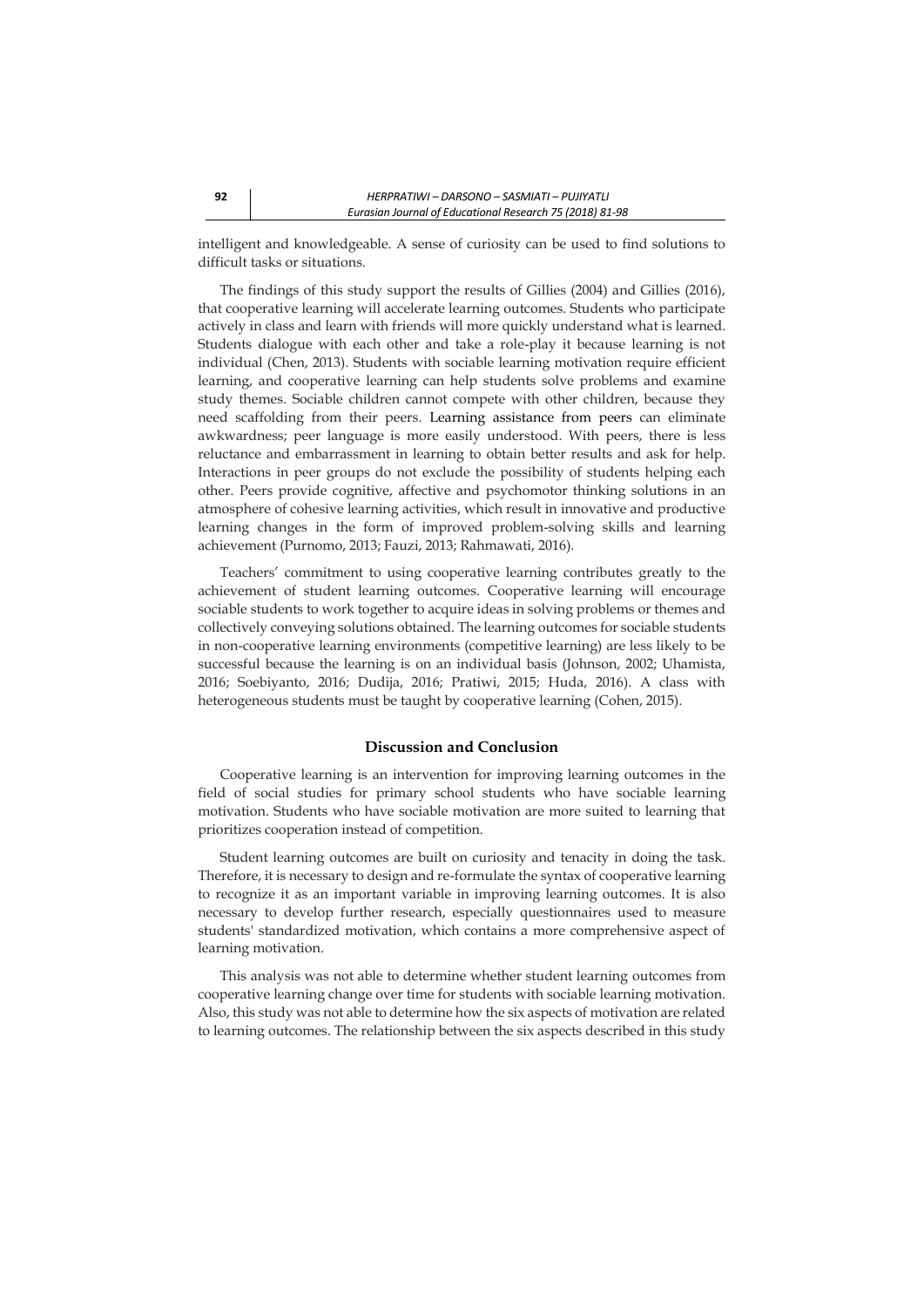intelligent and knowledgeable. A sense of curiosity can be used to find solutions to difficult tasks or situations.

The findings of this study support the results of Gillies (2004) and Gillies (2016), that cooperative learning will accelerate learning outcomes. Students who participate actively in class and learn with friends will more quickly understand what is learned. Students dialogue with each other and take a role-play it because learning is not individual (Chen, 2013). Students with sociable learning motivation require efficient learning, and cooperative learning can help students solve problems and examine study themes. Sociable children cannot compete with other children, because they need scaffolding from their peers. Learning assistance from peers can eliminate awkwardness; peer language is more easily understood. With peers, there is less reluctance and embarrassment in learning to obtain better results and ask for help. Interactions in peer groups do not exclude the possibility of students helping each other. Peers provide cognitive, affective and psychomotor thinking solutions in an atmosphere of cohesive learning activities, which result in innovative and productive learning changes in the form of improved problem-solving skills and learning achievement (Purnomo, 2013; Fauzi, 2013; Rahmawati, 2016).

Teachers' commitment to using cooperative learning contributes greatly to the achievement of student learning outcomes. Cooperative learning will encourage sociable students to work together to acquire ideas in solving problems or themes and collectively conveying solutions obtained. The learning outcomes for sociable students in non-cooperative learning environments (competitive learning) are less likely to be successful because the learning is on an individual basis (Johnson, 2002; Uhamista, 2016; Soebiyanto, 2016; Dudija, 2016; Pratiwi, 2015; Huda, 2016). A class with heterogeneous students must be taught by cooperative learning (Cohen, 2015).

## Discussion and Conclusion

Cooperative learning is an intervention for improving learning outcomes in the field of social studies for primary school students who have sociable learning motivation. Students who have sociable motivation are more suited to learning that prioritizes cooperation instead of competition.

Student learning outcomes are built on curiosity and tenacity in doing the task. Therefore, it is necessary to design and re-formulate the syntax of cooperative learning to recognize it as an important variable in improving learning outcomes. It is also necessary to develop further research, especially questionnaires used to measure students' standardized motivation, which contains a more comprehensive aspect of learning motivation.

This analysis was not able to determine whether student learning outcomes from cooperative learning change over time for students with sociable learning motivation. Also, this study was not able to determine how the six aspects of motivation are related to learning outcomes. The relationship between the six aspects described in this study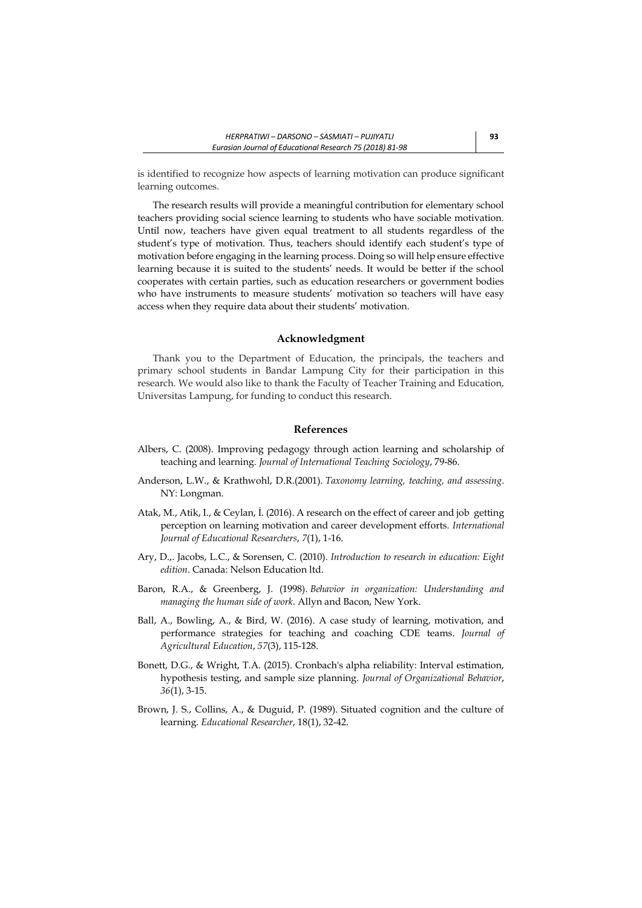is identified to recognize how aspects of learning motivation can produce significant learning outcomes.

The research results will provide a meaningful contribution for elementary school teachers providing social science learning to students who have sociable motivation. Until now, teachers have given equal treatment to all students regardless of the student's type of motivation. Thus, teachers should identify each student's type of motivation before engaging in the learning process. Doing so will help ensure effective learning because it is suited to the students' needs. It would be better if the school cooperates with certain parties, such as education researchers or government bodies who have instruments to measure students' motivation so teachers will have easy access when they require data about their students' motivation.

## Acknowledgment

Thank you to the Department of Education, the principals, the teachers and primary school students in Bandar Lampung City for their participation in this research. We would also like to thank the Faculty of Teacher Training and Education, Universitas Lampung, for funding to conduct this research.

## References

Albers, C. (2008). Improving pedagogy through action learning and scholarship of teaching and learning. *Journal of International Teaching Sociology*, 79-86.

Anderson, L.W., & Krathwohl, D.R.(2001). *Taxonomy learning, teaching, and assessing*. NY: Longman.

Atak, M., Atik, I., & Ceylan, İ. (2016). A research on the effect of career and job getting perception on learning motivation and career development efforts. *International Journal of Educational Researchers*, *7*(1), 1-16.

Ary, D.,. Jacobs, L.C., & Sorensen, C. (2010). *Introduction to research in education: Eight edition*. Canada: Nelson Education ltd.

Baron, R.A., & Greenberg, J. (1998). *Behavior in organization: Understanding and managing the human side of work*. Allyn and Bacon, New York.

Ball, A., Bowling, A., & Bird, W. (2016). A case study of learning, motivation, and performance strategies for teaching and coaching CDE teams. *Journal of Agricultural Education*, *57*(3), 115-128.

Bonett, D.G., & Wright, T.A. (2015). Cronbach's alpha reliability: Interval estimation, hypothesis testing, and sample size planning. *Journal of Organizational Behavior*, *36*(1), 3-15.

Brown, J. S., Collins, A., & Duguid, P. (1989). Situated cognition and the culture of learning. *Educational Researcher*, 18(1), 32-42.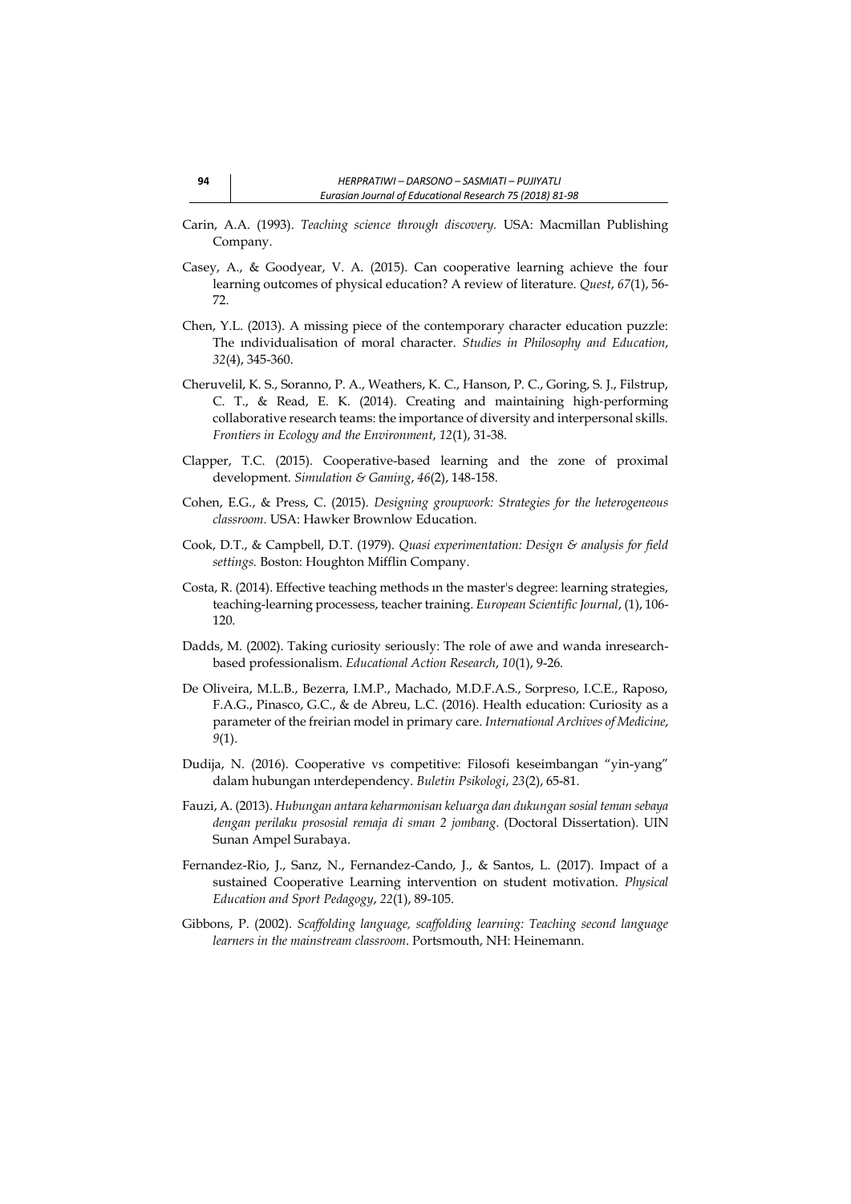Carin, A.A. (1993). *Teaching science through discovery.* USA: Macmillan Publishing Company.

Casey, A., & Goodyear, V. A. (2015). Can cooperative learning achieve the four learning outcomes of physical education? A review of literature. *Quest*, *67*(1), 56-72.

Chen, Y.L. (2013). A missing piece of the contemporary character education puzzle: The ındividualisation of moral character. *Studies in Philosophy and Education*, *32*(4), 345-360.

Cheruvelil, K. S., Soranno, P. A., Weathers, K. C., Hanson, P. C., Goring, S. J., Filstrup, C. T., & Read, E. K. (2014). Creating and maintaining high-performing collaborative research teams: the importance of diversity and interpersonal skills. *Frontiers in Ecology and the Environment*, *12*(1), 31-38.

Clapper, T.C. (2015). Cooperative-based learning and the zone of proximal development. *Simulation & Gaming*, *46*(2), 148-158.

Cohen, E.G., & Press, C. (2015). *Designing groupwork: Strategies for the heterogeneous classroom*. USA: Hawker Brownlow Education.

Cook, D.T., & Campbell, D.T. (1979). *Quasi experimentation: Design & analysis for field settings.* Boston: Houghton Mifflin Company.

Costa, R. (2014). Effective teaching methods ın the master's degree: learning strategies, teaching-learning processess, teacher training. *European Scientific Journal*, (1), 106-120.

Dadds, M. (2002). Taking curiosity seriously: The role of awe and wanda inresearch-based professionalism. *Educational Action Research*, *10*(1), 9-26.

De Oliveira, M.L.B., Bezerra, I.M.P., Machado, M.D.F.A.S., Sorpreso, I.C.E., Raposo, F.A.G., Pinasco, G.C., & de Abreu, L.C. (2016). Health education: Curiosity as a parameter of the freirian model in primary care. *International Archives of Medicine*, *9*(1).

Dudija, N. (2016). Cooperative vs competitive: Filosofi keseimbangan "yin-yang" dalam hubungan ınterdependency. *Buletin Psikologi*, *23*(2), 65-81.

Fauzi, A. (2013). *Hubungan antara keharmonisan keluarga dan dukungan sosial teman sebaya dengan perilaku prososial remaja di sman 2 jombang.* (Doctoral Dissertation). UIN Sunan Ampel Surabaya.

Fernandez-Rio, J., Sanz, N., Fernandez-Cando, J., & Santos, L. (2017). Impact of a sustained Cooperative Learning intervention on student motivation. *Physical Education and Sport Pedagogy*, *22*(1), 89-105.

Gibbons, P. (2002). *Scaffolding language, scaffolding learning: Teaching second language learners in the mainstream classroom*. Portsmouth, NH: Heinemann.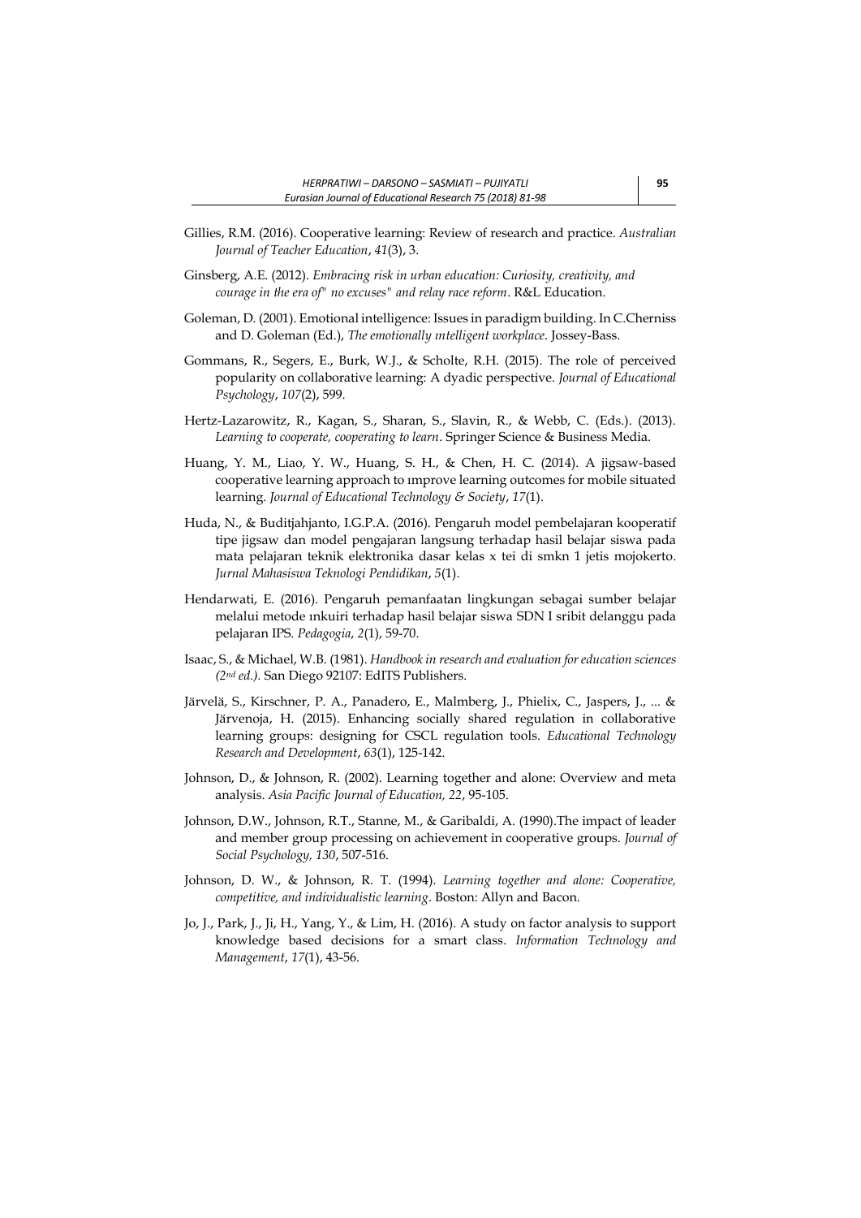Gillies, R.M. (2016). Cooperative learning: Review of research and practice. *Australian Journal of Teacher Education*, *41*(3), 3.

Ginsberg, A.E. (2012). *Embracing risk in urban education: Curiosity, creativity, and courage in the era of" no excuses" and relay race reform*. R&L Education.

Goleman, D. (2001). Emotional intelligence: Issues in paradigm building. In C.Cherniss and D. Goleman (Ed.), *The emotionally ıntelligent workplace*. Jossey-Bass.

Gommans, R., Segers, E., Burk, W.J., & Scholte, R.H. (2015). The role of perceived popularity on collaborative learning: A dyadic perspective. *Journal of Educational Psychology*, *107*(2), 599.

Hertz-Lazarowitz, R., Kagan, S., Sharan, S., Slavin, R., & Webb, C. (Eds.). (2013). *Learning to cooperate, cooperating to learn*. Springer Science & Business Media.

Huang, Y. M., Liao, Y. W., Huang, S. H., & Chen, H. C. (2014). A jigsaw-based cooperative learning approach to ımprove learning outcomes for mobile situated learning. *Journal of Educational Technology & Society*, *17*(1).

Huda, N., & Buditjahjanto, I.G.P.A. (2016). Pengaruh model pembelajaran kooperatif tipe jigsaw dan model pengajaran langsung terhadap hasil belajar siswa pada mata pelajaran teknik elektronika dasar kelas x tei di smkn 1 jetis mojokerto. *Jurnal Mahasiswa Teknologi Pendidikan*, *5*(1).

Hendarwati, E. (2016). Pengaruh pemanfaatan lingkungan sebagai sumber belajar melalui metode ınkuiri terhadap hasil belajar siswa SDN I sribit delanggu pada pelajaran IPS. *Pedagogia*, *2*(1), 59-70.

Isaac, S., & Michael, W.B. (1981). *Handbook in research and evaluation for education sciences (2nd ed.)*. San Diego 92107: EdITS Publishers.

Järvelä, S., Kirschner, P. A., Panadero, E., Malmberg, J., Phielix, C., Jaspers, J., ... & Järvenoja, H. (2015). Enhancing socially shared regulation in collaborative learning groups: designing for CSCL regulation tools. *Educational Technology Research and Development*, *63*(1), 125-142.

Johnson, D., & Johnson, R. (2002). Learning together and alone: Overview and meta analysis. *Asia Pacific Journal of Education, 22*, 95-105.

Johnson, D.W., Johnson, R.T., Stanne, M., & Garibaldi, A. (1990).The impact of leader and member group processing on achievement in cooperative groups. *Journal of Social Psychology, 130*, 507-516.

Johnson, D. W., & Johnson, R. T. (1994). *Learning together and alone: Cooperative, competitive, and individualistic learning*. Boston: Allyn and Bacon.

Jo, J., Park, J., Ji, H., Yang, Y., & Lim, H. (2016). A study on factor analysis to support knowledge based decisions for a smart class. *Information Technology and Management*, *17*(1), 43-56.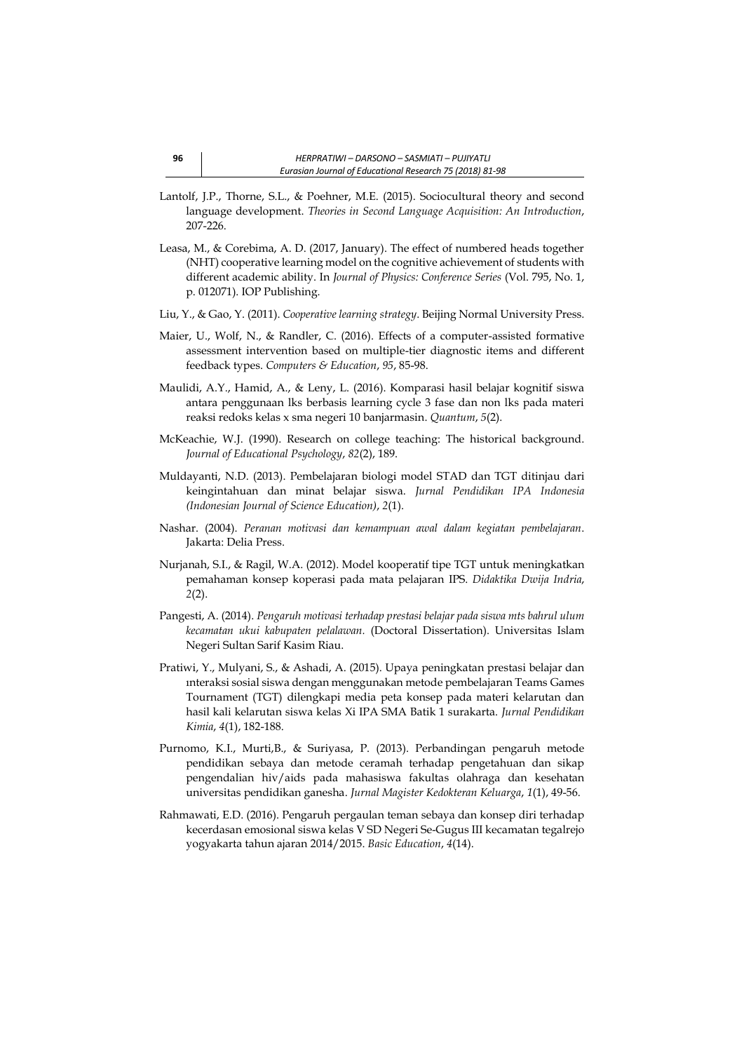Lantolf, J.P., Thorne, S.L., & Poehner, M.E. (2015). Sociocultural theory and second language development. *Theories in Second Language Acquisition: An Introduction*, 207-226.

Leasa, M., & Corebima, A. D. (2017, January). The effect of numbered heads together (NHT) cooperative learning model on the cognitive achievement of students with different academic ability. In *Journal of Physics: Conference Series* (Vol. 795, No. 1, p. 012071). IOP Publishing.

Liu, Y., & Gao, Y. (2011). *Cooperative learning strategy*. Beijing Normal University Press.

Maier, U., Wolf, N., & Randler, C. (2016). Effects of a computer-assisted formative assessment intervention based on multiple-tier diagnostic items and different feedback types. *Computers & Education*, *95*, 85-98.

Maulidi, A.Y., Hamid, A., & Leny, L. (2016). Komparasi hasil belajar kognitif siswa antara penggunaan lks berbasis learning cycle 3 fase dan non lks pada materi reaksi redoks kelas x sma negeri 10 banjarmasin. *Quantum*, *5*(2).

McKeachie, W.J. (1990). Research on college teaching: The historical background. *Journal of Educational Psychology*, *82*(2), 189.

Muldayanti, N.D. (2013). Pembelajaran biologi model STAD dan TGT ditinjau dari keingintahuan dan minat belajar siswa. *Jurnal Pendidikan IPA Indonesia (Indonesian Journal of Science Education)*, *2*(1).

Nashar. (2004). *Peranan motivasi dan kemampuan awal dalam kegiatan pembelajaran*. Jakarta: Delia Press.

Nurjanah, S.I., & Ragil, W.A. (2012). Model kooperatif tipe TGT untuk meningkatkan pemahaman konsep koperasi pada mata pelajaran IPS. *Didaktika Dwija Indria*, *2*(2).

Pangesti, A. (2014). *Pengaruh motivasi terhadap prestasi belajar pada siswa mts bahrul ulum kecamatan ukui kabupaten pelalawan.* (Doctoral Dissertation). Universitas Islam Negeri Sultan Sarif Kasim Riau.

Pratiwi, Y., Mulyani, S., & Ashadi, A. (2015). Upaya peningkatan prestasi belajar dan ınteraksi sosial siswa dengan menggunakan metode pembelajaran Teams Games Tournament (TGT) dilengkapi media peta konsep pada materi kelarutan dan hasil kali kelarutan siswa kelas Xi IPA SMA Batik 1 surakarta. *Jurnal Pendidikan Kimia*, *4*(1), 182-188.

Purnomo, K.I., Murti,B., & Suriyasa, P. (2013). Perbandingan pengaruh metode pendidikan sebaya dan metode ceramah terhadap pengetahuan dan sikap pengendalian hiv/aids pada mahasiswa fakultas olahraga dan kesehatan universitas pendidikan ganesha. *Jurnal Magister Kedokteran Keluarga*, *1*(1), 49-56.

Rahmawati, E.D. (2016). Pengaruh pergaulan teman sebaya dan konsep diri terhadap kecerdasan emosional siswa kelas V SD Negeri Se-Gugus III kecamatan tegalrejo yogyakarta tahun ajaran 2014/2015. *Basic Education*, *4*(14).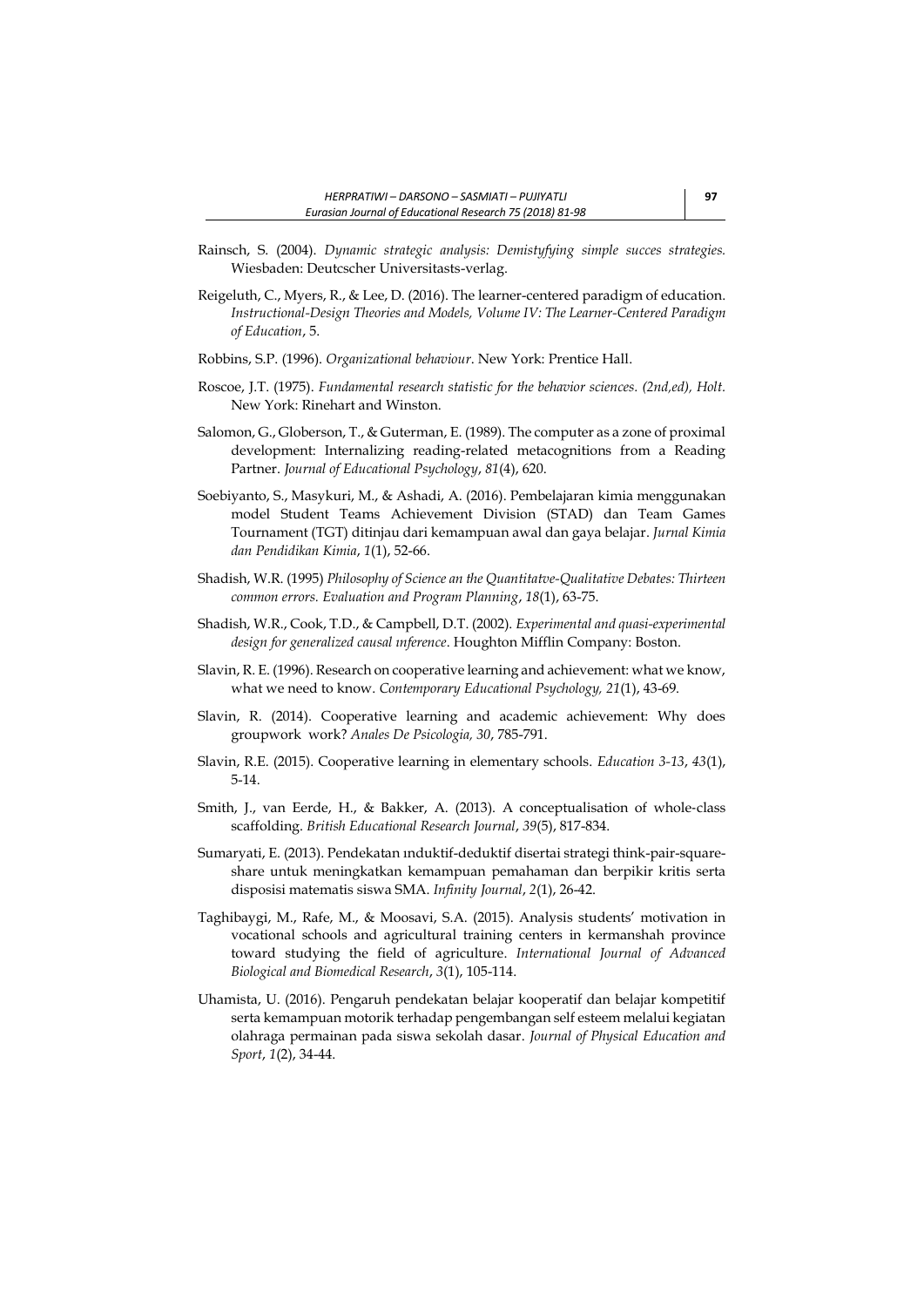Rainsch, S. (2004). *Dynamic strategic analysis: Demistyfying simple succes strategies.* Wiesbaden: Deutcscher Universitasts-verlag.

Reigeluth, C., Myers, R., & Lee, D. (2016). The learner-centered paradigm of education. *Instructional-Design Theories and Models, Volume IV: The Learner-Centered Paradigm of Education*, 5.

Robbins, S.P. (1996). *Organizational behaviour*. New York: Prentice Hall.

Roscoe, J.T. (1975). *Fundamental research statistic for the behavior sciences. (2nd,ed), Holt.* New York: Rinehart and Winston.

Salomon, G., Globerson, T., & Guterman, E. (1989). The computer as a zone of proximal development: Internalizing reading-related metacognitions from a Reading Partner. *Journal of Educational Psychology*, *81*(4), 620.

Soebiyanto, S., Masykuri, M., & Ashadi, A. (2016). Pembelajaran kimia menggunakan model Student Teams Achievement Division (STAD) dan Team Games Tournament (TGT) ditinjau dari kemampuan awal dan gaya belajar. *Jurnal Kimia dan Pendidikan Kimia*, *1*(1), 52-66.

Shadish, W.R. (1995) *Philosophy of Science an the Quantitatve-Qualitative Debates: Thirteen common errors. Evaluation and Program Planning*, *18*(1), 63-75.

Shadish, W.R., Cook, T.D., & Campbell, D.T. (2002). *Experimental and quasi-experimental design for generalized causal ınference*. Houghton Mifflin Company: Boston.

Slavin, R. E. (1996). Research on cooperative learning and achievement: what we know, what we need to know. *Contemporary Educational Psychology, 21*(1), 43-69.

Slavin, R. (2014). Cooperative learning and academic achievement: Why does groupwork work? *Anales De Psicologia, 30*, 785-791.

Slavin, R.E. (2015). Cooperative learning in elementary schools. *Education 3-13*, *43*(1), 5-14.

Smith, J., van Eerde, H., & Bakker, A. (2013). A conceptualisation of whole-class scaffolding. *British Educational Research Journal*, *39*(5), 817-834.

Sumaryati, E. (2013). Pendekatan ınduktif-deduktif disertai strategi think-pair-square-share untuk meningkatkan kemampuan pemahaman dan berpikir kritis serta disposisi matematis siswa SMA. *Infinity Journal*, *2*(1), 26-42.

Taghibaygi, M., Rafe, M., & Moosavi, S.A. (2015). Analysis students' motivation in vocational schools and agricultural training centers in kermanshah province toward studying the field of agriculture. *International Journal of Advanced Biological and Biomedical Research*, *3*(1), 105-114.

Uhamista, U. (2016). Pengaruh pendekatan belajar kooperatif dan belajar kompetitif serta kemampuan motorik terhadap pengembangan self esteem melalui kegiatan olahraga permainan pada siswa sekolah dasar. *Journal of Physical Education and Sport*, *1*(2), 34-44.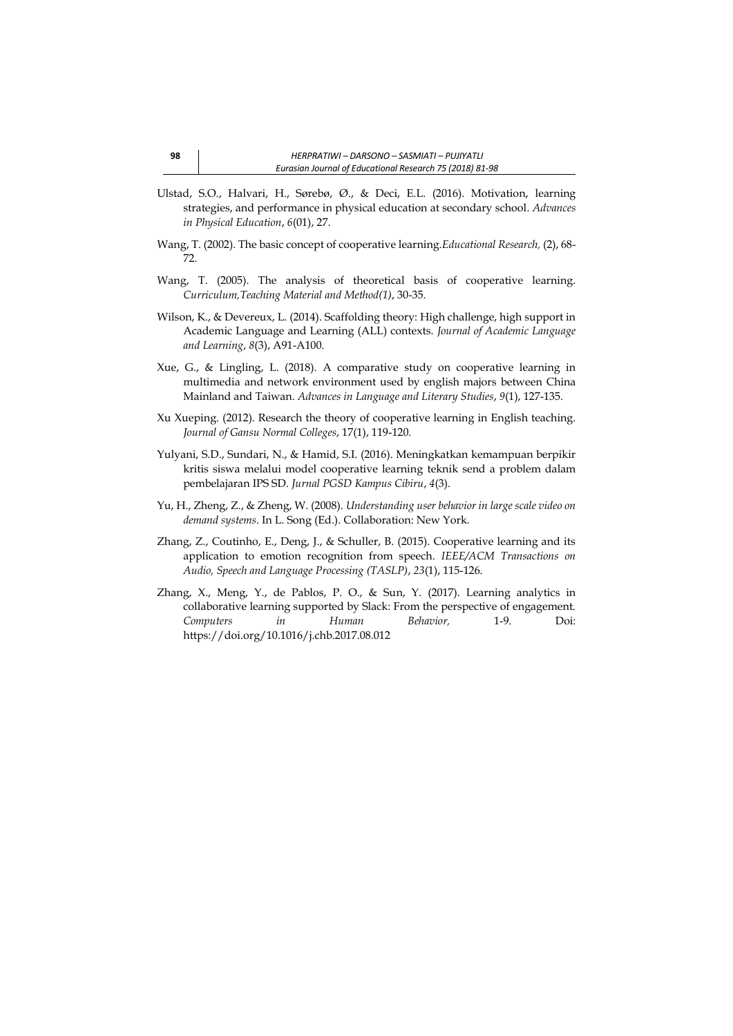Ulstad, S.O., Halvari, H., Sørebø, Ø., & Deci, E.L. (2016). Motivation, learning strategies, and performance in physical education at secondary school. *Advances in Physical Education*, *6*(01), 27.

Wang, T. (2002). The basic concept of cooperative learning.*Educational Research,* (2), 68-72.

Wang, T. (2005). The analysis of theoretical basis of cooperative learning. *Curriculum,Teaching Material and Method(1)*, 30-35.

Wilson, K., & Devereux, L. (2014). Scaffolding theory: High challenge, high support in Academic Language and Learning (ALL) contexts. *Journal of Academic Language and Learning*, *8*(3), A91-A100.

Xue, G., & Lingling, L. (2018). A comparative study on cooperative learning in multimedia and network environment used by english majors between China Mainland and Taiwan. *Advances in Language and Literary Studies*, *9*(1), 127-135.

Xu Xueping. (2012). Research the theory of cooperative learning in English teaching. *Journal of Gansu Normal Colleges*, 17(1), 119-120.

Yulyani, S.D., Sundari, N., & Hamid, S.I. (2016). Meningkatkan kemampuan berpikir kritis siswa melalui model cooperative learning teknik send a problem dalam pembelajaran IPS SD. *Jurnal PGSD Kampus Cibiru*, *4*(3).

Yu, H., Zheng, Z., & Zheng, W. (2008). *Understanding user behavior in large scale video on demand systems*. In L. Song (Ed.). Collaboration: New York.

Zhang, Z., Coutinho, E., Deng, J., & Schuller, B. (2015). Cooperative learning and its application to emotion recognition from speech. *IEEE/ACM Transactions on Audio, Speech and Language Processing (TASLP)*, *23*(1), 115-126.

Zhang, X., Meng, Y., de Pablos, P. O., & Sun, Y. (2017). Learning analytics in collaborative learning supported by Slack: From the perspective of engagement. *Computers in Human Behavior,* 1-9. Doi: https://doi.org/10.1016/j.chb.2017.08.012